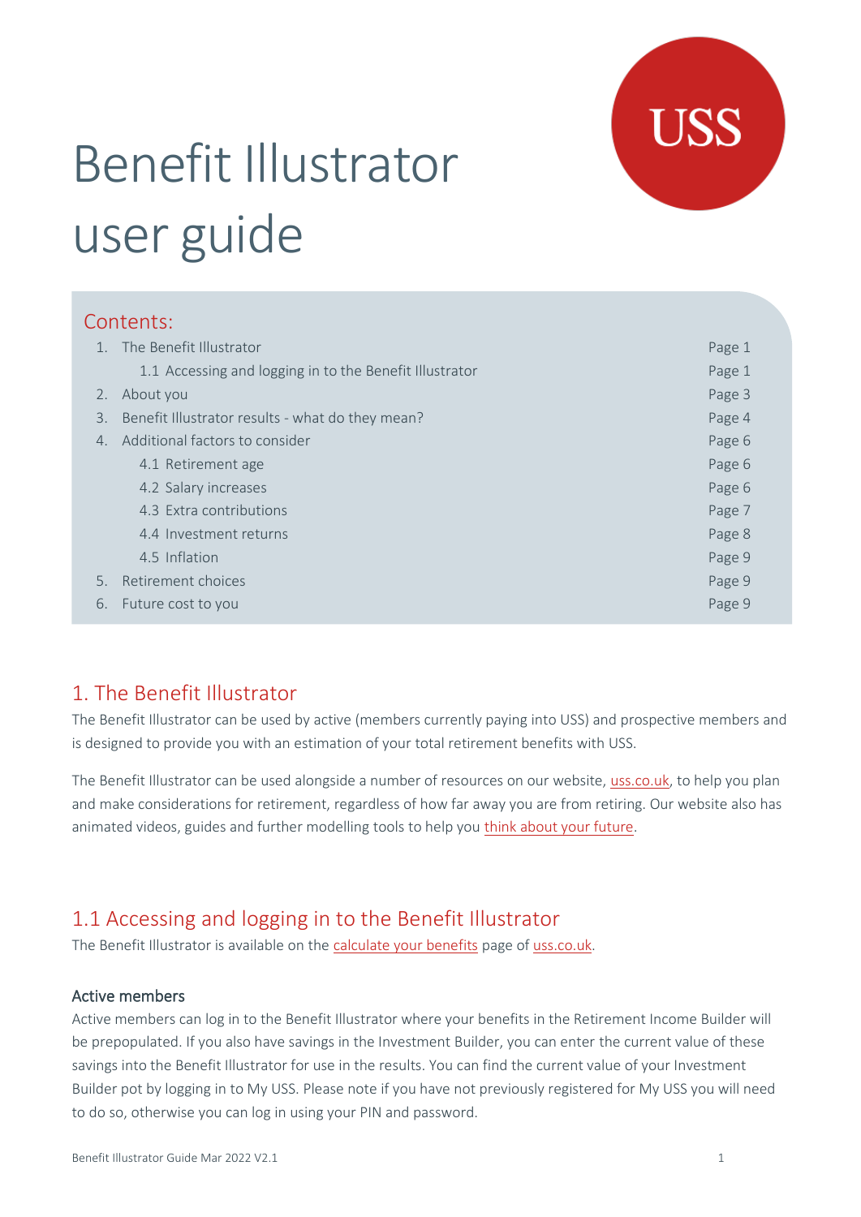# Benefit Illustrator user guide

## Contents:

| | | |
|---|---|---|
| 1. | The Benefit Illustrator | Page 1 |
| | 1.1 Accessing and logging in to the Benefit Illustrator | Page 1 |
| 2. | About you | Page 3 |
| 3. | Benefit Illustrator results - what do they mean? | Page 4 |
| 4. | Additional factors to consider | Page 6 |
| | 4.1 Retirement age | Page 6 |
| | 4.2 Salary increases | Page 6 |
| | 4.3 Extra contributions | Page 7 |
| | 4.4 Investment returns | Page 8 |
| | 4.5 Inflation | Page 9 |
| 5. | Retirement choices | Page 9 |
| 6. | Future cost to you | Page 9 |

## 1. The Benefit Illustrator

The Benefit Illustrator can be used by active (members currently paying into USS) and prospective members and is designed to provide you with an estimation of your total retirement benefits with USS.

The Benefit Illustrator can be used alongside a number of resources on our website, uss.co.uk, to help you plan and make considerations for retirement, regardless of how far away you are from retiring. Our website also has animated videos, guides and further modelling tools to help you think about your future.

## 1.1 Accessing and logging in to the Benefit Illustrator

The Benefit Illustrator is available on the calculate your benefits page of uss.co.uk.

### Active members

Active members can log in to the Benefit Illustrator where your benefits in the Retirement Income Builder will be prepopulated. If you also have savings in the Investment Builder, you can enter the current value of these savings into the Benefit Illustrator for use in the results. You can find the current value of your Investment Builder pot by logging in to My USS. Please note if you have not previously registered for My USS you will need to do so, otherwise you can log in using your PIN and password.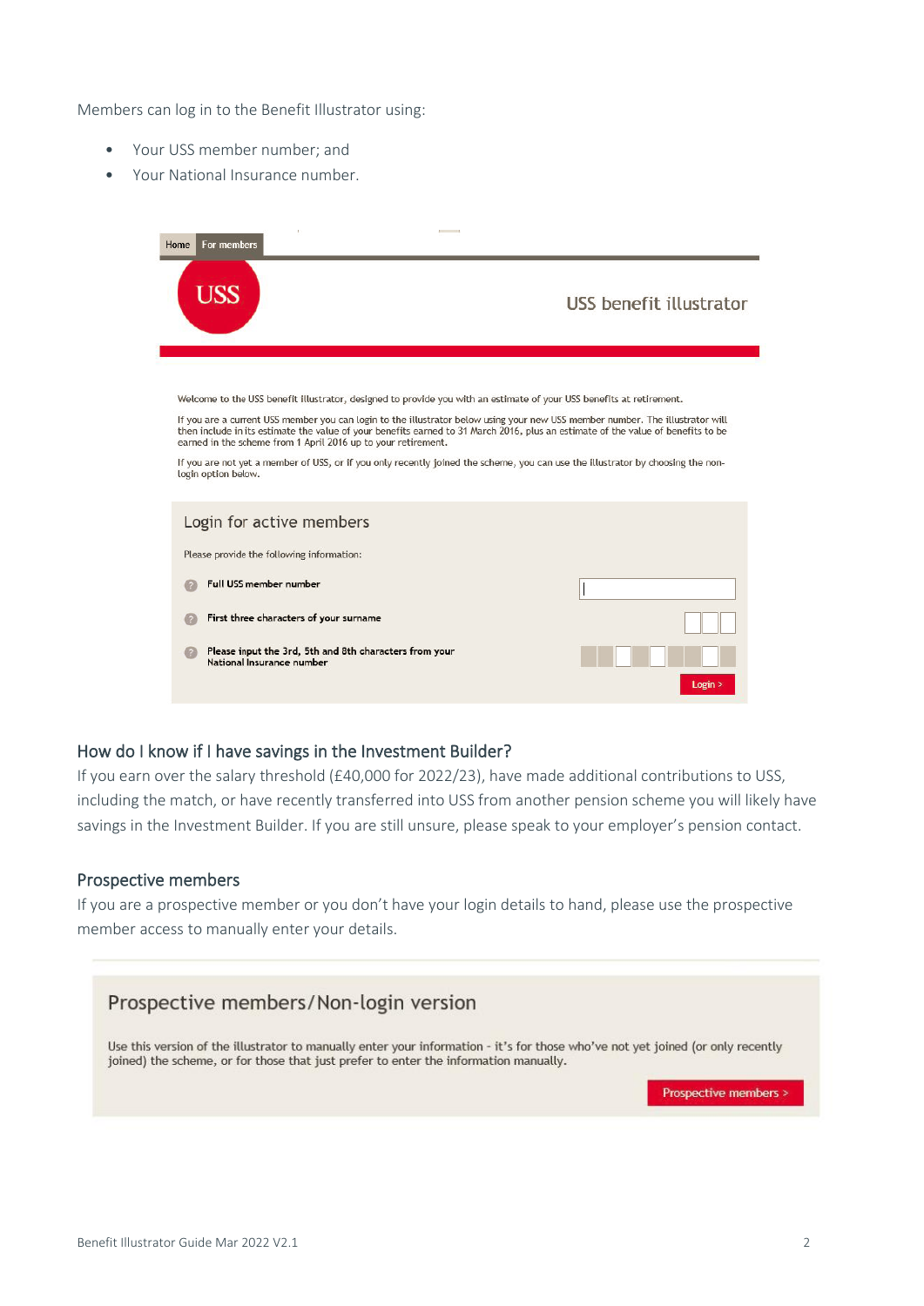Members can log in to the Benefit Illustrator using:

- Your USS member number; and
- Your National Insurance number.

Home | For members

USS

USS benefit illustrator

Welcome to the USS benefit illustrator, designed to provide you with an estimate of your USS benefits at retirement.

If you are a current USS member you can login to the illustrator below using your new USS member number. The illustrator will then include in its estimate the value of your benefits earned to 31 March 2016, plus an estimate of the value of benefits to be earned in the scheme from 1 April 2016 up to your retirement.

If you are not yet a member of USS, or if you only recently joined the scheme, you can use the illustrator by choosing the non-login option below.

Login for active members

Please provide the following information:

- Full USS member number
- First three characters of your surname
- Please input the 3rd, 5th and 8th characters from your National Insurance number

Login >

### How do I know if I have savings in the Investment Builder?

If you earn over the salary threshold (£40,000 for 2022/23), have made additional contributions to USS, including the match, or have recently transferred into USS from another pension scheme you will likely have savings in the Investment Builder. If you are still unsure, please speak to your employer's pension contact.

### Prospective members

If you are a prospective member or you don't have your login details to hand, please use the prospective member access to manually enter your details.

Prospective members/Non-login version

Use this version of the illustrator to manually enter your information - it's for those who've not yet joined (or only recently joined) the scheme, or for those that just prefer to enter the information manually.

Prospective members >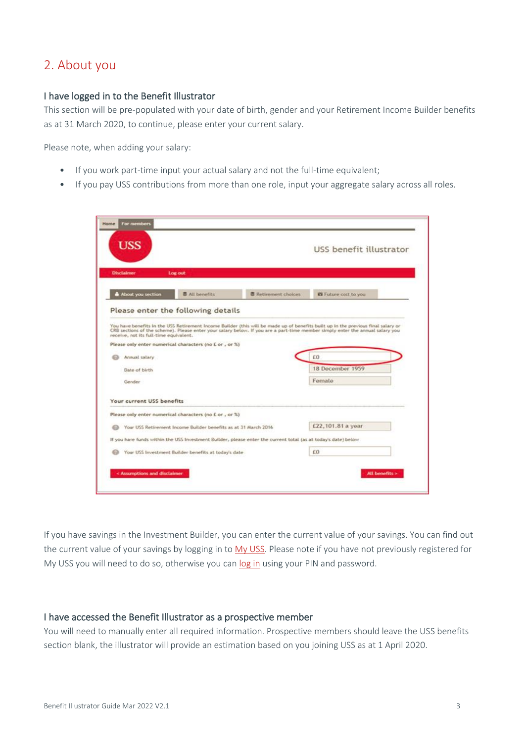## 2. About you

### I have logged in to the Benefit Illustrator

This section will be pre-populated with your date of birth, gender and your Retirement Income Builder benefits as at 31 March 2020, to continue, please enter your current salary.

Please note, when adding your salary:

- If you work part-time input your actual salary and not the full-time equivalent;
- If you pay USS contributions from more than one role, input your aggregate salary across all roles.

If you have savings in the Investment Builder, you can enter the current value of your savings. You can find out the current value of your savings by logging in to My USS. Please note if you have not previously registered for My USS you will need to do so, otherwise you can log in using your PIN and password.

### I have accessed the Benefit Illustrator as a prospective member

You will need to manually enter all required information. Prospective members should leave the USS benefits section blank, the illustrator will provide an estimation based on you joining USS as at 1 April 2020.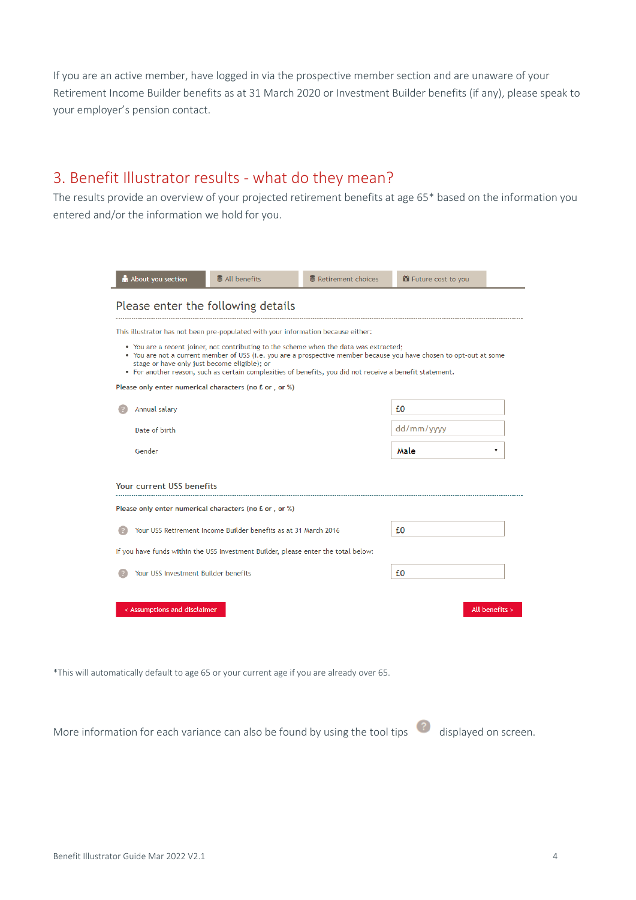If you are an active member, have logged in via the prospective member section and are unaware of your Retirement Income Builder benefits as at 31 March 2020 or Investment Builder benefits (if any), please speak to your employer's pension contact.

## 3. Benefit Illustrator results - what do they mean?

The results provide an overview of your projected retirement benefits at age 65* based on the information you entered and/or the information we hold for you.

About you section | All benefits | Retirement choices | Future cost to you

### Please enter the following details

This illustrator has not been pre-populated with your information because either:

- You are a recent joiner, not contributing to the scheme when the data was extracted;
- You are not a current member of USS (i.e. you are a prospective member because you have chosen to opt-out at some stage or have only just become eligible); or
- For another reason, such as certain complexities of benefits, you did not receive a benefit statement.

**Please only enter numerical characters (no £ or , or %)**

| | |
|---|---|
| Annual salary | £0 |
| Date of birth | dd/mm/yyyy |
| Gender | Male |

**Your current USS benefits**

**Please only enter numerical characters (no £ or , or %)**

| | |
|---|---|
| Your USS Retirement Income Builder benefits as at 31 March 2016 | £0 |

If you have funds within the USS Investment Builder, please enter the total below:

| | |
|---|---|
| Your USS Investment Builder benefits | £0 |

< Assumptions and disclaimer | All benefits >

*This will automatically default to age 65 or your current age if you are already over 65.

More information for each variance can also be found by using the tool tips ? displayed on screen.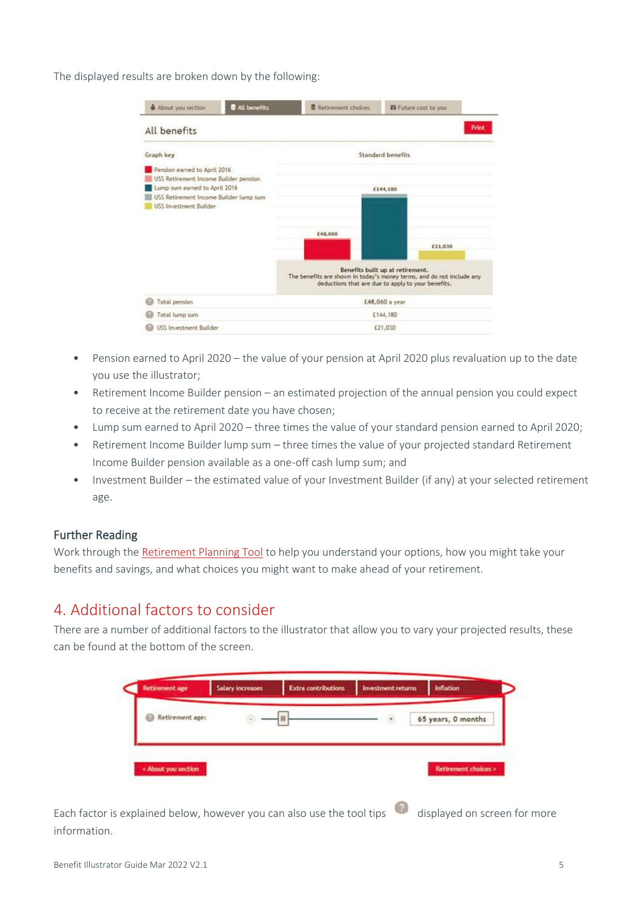The displayed results are broken down by the following:

- Pension earned to April 2020 – the value of your pension at April 2020 plus revaluation up to the date you use the illustrator;
- Retirement Income Builder pension – an estimated projection of the annual pension you could expect to receive at the retirement date you have chosen;
- Lump sum earned to April 2020 – three times the value of your standard pension earned to April 2020;
- Retirement Income Builder lump sum – three times the value of your projected standard Retirement Income Builder pension available as a one-off cash lump sum; and
- Investment Builder – the estimated value of your Investment Builder (if any) at your selected retirement age.

### Further Reading

Work through the Retirement Planning Tool to help you understand your options, how you might take your benefits and savings, and what choices you might want to make ahead of your retirement.

## 4. Additional factors to consider

There are a number of additional factors to the illustrator that allow you to vary your projected results, these can be found at the bottom of the screen.

Each factor is explained below, however you can also use the tool tips displayed on screen for more information.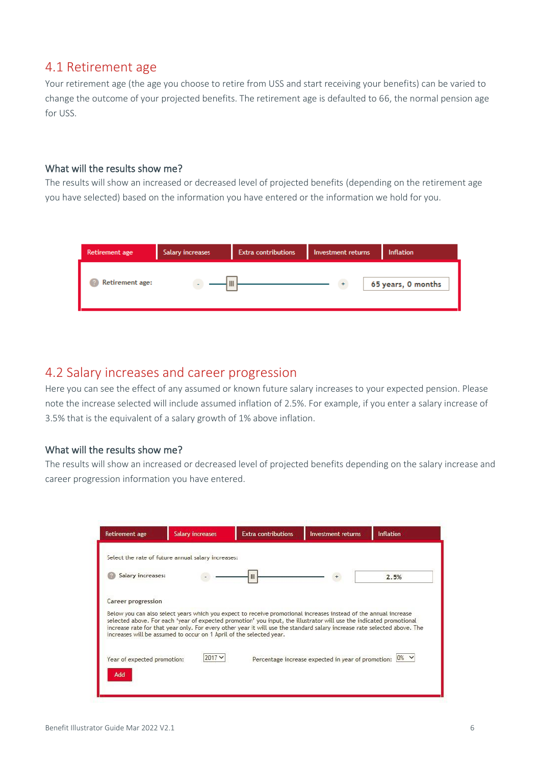## 4.1 Retirement age

Your retirement age (the age you choose to retire from USS and start receiving your benefits) can be varied to change the outcome of your projected benefits. The retirement age is defaulted to 66, the normal pension age for USS.

### What will the results show me?

The results will show an increased or decreased level of projected benefits (depending on the retirement age you have selected) based on the information you have entered or the information we hold for you.

Retirement age | Salary increases | Extra contributions | Investment returns | Inflation

Retirement age: - + 65 years, 0 months

## 4.2 Salary increases and career progression

Here you can see the effect of any assumed or known future salary increases to your expected pension. Please note the increase selected will include assumed inflation of 2.5%. For example, if you enter a salary increase of 3.5% that is the equivalent of a salary growth of 1% above inflation.

### What will the results show me?

The results will show an increased or decreased level of projected benefits depending on the salary increase and career progression information you have entered.

Retirement age | Salary increases | Extra contributions | Investment returns | Inflation

Select the rate of future annual salary increases:

Salary increases: - + 2.5%

Career progression

Below you can also select years which you expect to receive promotional increases instead of the annual increase selected above. For each 'year of expected promotion' you input, the illustrator will use the indicated promotional increase rate for that year only. For every other year it will use the standard salary increase rate selected above. The increases will be assumed to occur on 1 April of the selected year.

Year of expected promotion: 2017 Percentage increase expected in year of promotion: 0%

Add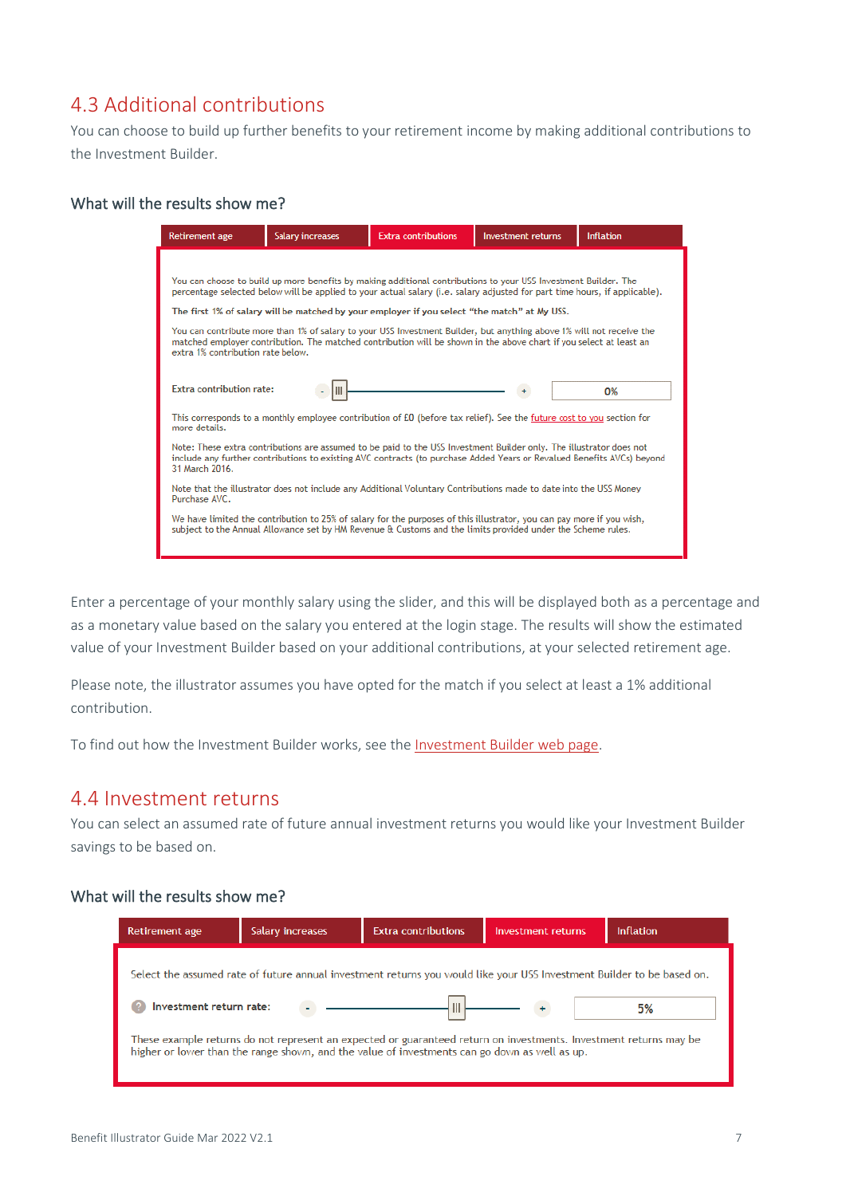## 4.3 Additional contributions

You can choose to build up further benefits to your retirement income by making additional contributions to the Investment Builder.

### What will the results show me?

| Retirement age | Salary increases | Extra contributions | Investment returns | Inflation |
|---|---|---|---|---|

You can choose to build up more benefits by making additional contributions to your USS Investment Builder. The percentage selected below will be applied to your actual salary (i.e. salary adjusted for part time hours, if applicable).

**The first 1% of salary will be matched by your employer if you select "the match" at My USS.**

You can contribute more than 1% of salary to your USS Investment Builder, but anything above 1% will not receive the matched employer contribution. The matched contribution will be shown in the above chart if you select at least an extra 1% contribution rate below.

Extra contribution rate: 0%

This corresponds to a monthly employee contribution of £0 (before tax relief). See the future cost to you section for more details.

Note: These extra contributions are assumed to be paid to the USS Investment Builder only. The illustrator does not include any further contributions to existing AVC contracts (to purchase Added Years or Revalued Benefits AVCs) beyond 31 March 2016.

Note that the illustrator does not include any Additional Voluntary Contributions made to date into the USS Money Purchase AVC.

We have limited the contribution to 25% of salary for the purposes of this illustrator, you can pay more if you wish, subject to the Annual Allowance set by HM Revenue & Customs and the limits provided under the Scheme rules.

Enter a percentage of your monthly salary using the slider, and this will be displayed both as a percentage and as a monetary value based on the salary you entered at the login stage. The results will show the estimated value of your Investment Builder based on your additional contributions, at your selected retirement age.

Please note, the illustrator assumes you have opted for the match if you select at least a 1% additional contribution.

To find out how the Investment Builder works, see the Investment Builder web page.

## 4.4 Investment returns

You can select an assumed rate of future annual investment returns you would like your Investment Builder savings to be based on.

### What will the results show me?

| Retirement age | Salary increases | Extra contributions | Investment returns | Inflation |
|---|---|---|---|---|

Select the assumed rate of future annual investment returns you would like your USS Investment Builder to be based on.

Investment return rate: 5%

These example returns do not represent an expected or guaranteed return on investments. Investment returns may be higher or lower than the range shown, and the value of investments can go down as well as up.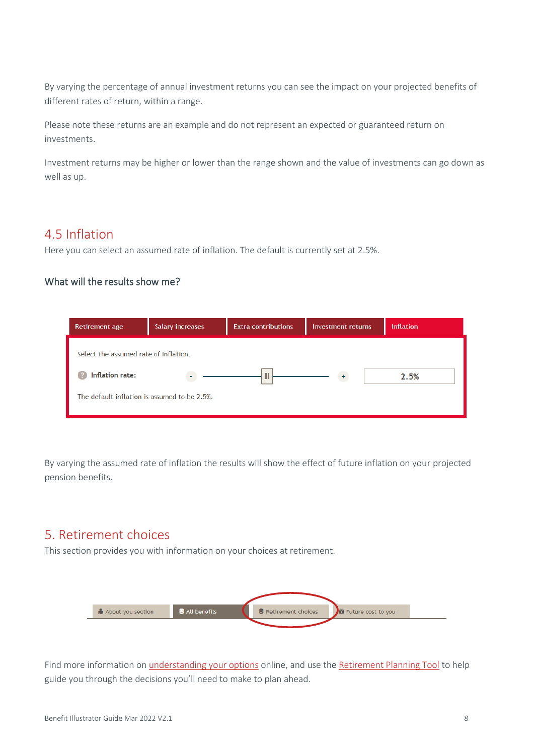By varying the percentage of annual investment returns you can see the impact on your projected benefits of different rates of return, within a range.

Please note these returns are an example and do not represent an expected or guaranteed return on investments.

Investment returns may be higher or lower than the range shown and the value of investments can go down as well as up.

## 4.5 Inflation

Here you can select an assumed rate of inflation. The default is currently set at 2.5%.

### What will the results show me?

Retirement age | Salary increases | Extra contributions | Investment returns | Inflation

Select the assumed rate of inflation.

Inflation rate: 2.5%

The default inflation is assumed to be 2.5%.

By varying the assumed rate of inflation the results will show the effect of future inflation on your projected pension benefits.

# 5. Retirement choices

This section provides you with information on your choices at retirement.

About you section | All benefits | Retirement choices | Future cost to you

Find more information on understanding your options online, and use the Retirement Planning Tool to help guide you through the decisions you'll need to make to plan ahead.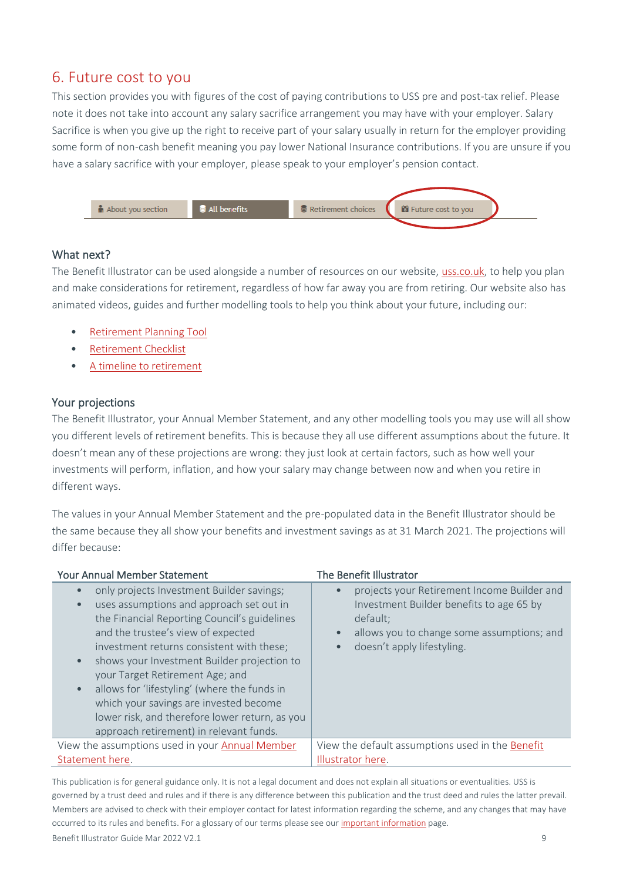## 6. Future cost to you

This section provides you with figures of the cost of paying contributions to USS pre and post-tax relief. Please note it does not take into account any salary sacrifice arrangement you may have with your employer. Salary Sacrifice is when you give up the right to receive part of your salary usually in return for the employer providing some form of non-cash benefit meaning you pay lower National Insurance contributions. If you are unsure if you have a salary sacrifice with your employer, please speak to your employer's pension contact.

About you section | All benefits | Retirement choices | Future cost to you

### What next?

The Benefit Illustrator can be used alongside a number of resources on our website, uss.co.uk, to help you plan and make considerations for retirement, regardless of how far away you are from retiring. Our website also has animated videos, guides and further modelling tools to help you think about your future, including our:

- Retirement Planning Tool
- Retirement Checklist
- A timeline to retirement

### Your projections

The Benefit Illustrator, your Annual Member Statement, and any other modelling tools you may use will all show you different levels of retirement benefits. This is because they all use different assumptions about the future. It doesn't mean any of these projections are wrong: they just look at certain factors, such as how well your investments will perform, inflation, and how your salary may change between now and when you retire in different ways.

The values in your Annual Member Statement and the pre-populated data in the Benefit Illustrator should be the same because they all show your benefits and investment savings as at 31 March 2021. The projections will differ because:

| Your Annual Member Statement | The Benefit Illustrator |
|---|---|
| • only projects Investment Builder savings;<br>• uses assumptions and approach set out in the Financial Reporting Council's guidelines and the trustee's view of expected investment returns consistent with these;<br>• shows your Investment Builder projection to your Target Retirement Age; and<br>• allows for 'lifestyling' (where the funds in which your savings are invested become lower risk, and therefore lower return, as you approach retirement) in relevant funds. | • projects your Retirement Income Builder and Investment Builder benefits to age 65 by default;<br>• allows you to change some assumptions; and<br>• doesn't apply lifestyling. |
| View the assumptions used in your Annual Member Statement here. | View the default assumptions used in the Benefit Illustrator here. |

This publication is for general guidance only. It is not a legal document and does not explain all situations or eventualities. USS is governed by a trust deed and rules and if there is any difference between this publication and the trust deed and rules the latter prevail. Members are advised to check with their employer contact for latest information regarding the scheme, and any changes that may have occurred to its rules and benefits. For a glossary of our terms please see our important information page.

Benefit Illustrator Guide Mar 2022 V2.1